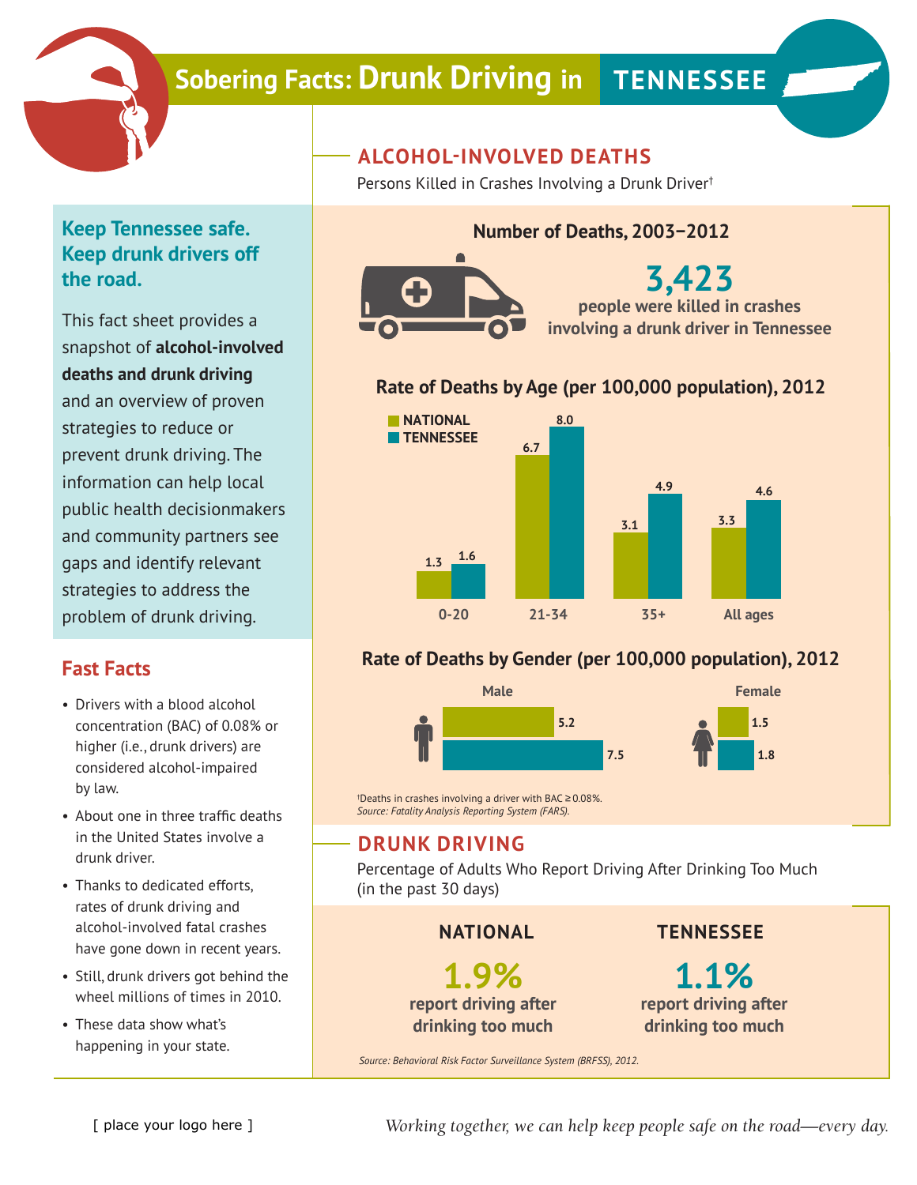# Sobering Facts: Drunk Driving in TENNESSEE

## Keep Tennessee safe. Keep drunk drivers off the road.

This fact sheet provides a snapshot of **alcohol-involved deaths and drunk driving** and an overview of proven strategies to reduce or prevent drunk driving. The information can help local public health decisionmakers and community partners see gaps and identify relevant strategies to address the problem of drunk driving.

## Fast Facts

- Drivers with a blood alcohol concentration (BAC) of 0.08% or higher (i.e., drunk drivers) are considered alcohol-impaired by law.
- About one in three traffic deaths in the United States involve a drunk driver.
- Thanks to dedicated efforts, rates of drunk driving and alcohol-involved fatal crashes have gone down in recent years.
- Still, drunk drivers got behind the wheel millions of times in 2010.
- These data show what's happening in your state.

## ALCOHOL-INVOLVED DEATHS

Persons Killed in Crashes Involving a Drunk Driver†

### Number of Deaths, 2003–2012

**3,423**
**people were killed in crashes involving a drunk driver in Tennessee**

### Rate of Deaths by Age (per 100,000 population), 2012

| Age | NATIONAL | TENNESSEE |
|---|---|---|
| 0-20 | 1.3 | 1.6 |
| 21-34 | 6.7 | 8.0 |
| 35+ | 3.1 | 4.9 |
| All ages | 3.3 | 4.6 |

### Rate of Deaths by Gender (per 100,000 population), 2012

| Gender | NATIONAL | TENNESSEE |
|---|---|---|
| Male | 5.2 | 7.5 |
| Female | 1.5 | 1.8 |

†Deaths in crashes involving a driver with BAC ≥ 0.08%.
*Source: Fatality Analysis Reporting System (FARS).*

## DRUNK DRIVING

Percentage of Adults Who Report Driving After Drinking Too Much (in the past 30 days)

| NATIONAL | TENNESSEE |
|---|---|
| **1.9%** report driving after drinking too much | **1.1%** report driving after drinking too much |

*Source: Behavioral Risk Factor Surveillance System (BRFSS), 2012.*

[ place your logo here ]

*Working together, we can help keep people safe on the road—every day.*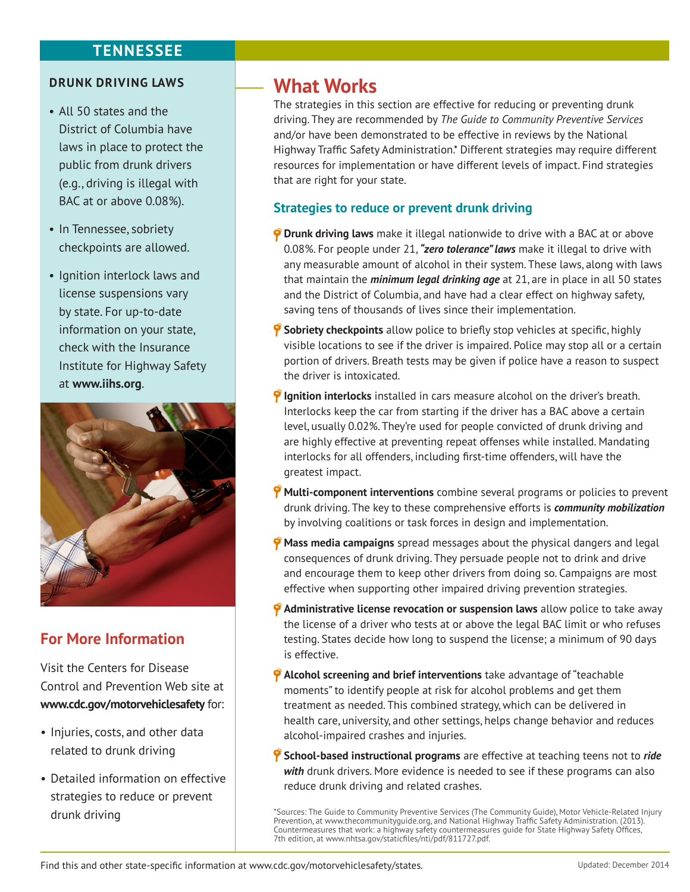## TENNESSEE

### DRUNK DRIVING LAWS

- All 50 states and the District of Columbia have laws in place to protect the public from drunk drivers (e.g., driving is illegal with BAC at or above 0.08%).
- In Tennessee, sobriety checkpoints are allowed.
- Ignition interlock laws and license suspensions vary by state. For up-to-date information on your state, check with the Insurance Institute for Highway Safety at **www.iihs.org**.

## For More Information

Visit the Centers for Disease Control and Prevention Web site at **www.cdc.gov/motorvehiclesafety** for:

- Injuries, costs, and other data related to drunk driving
- Detailed information on effective strategies to reduce or prevent drunk driving

# What Works

The strategies in this section are effective for reducing or preventing drunk driving. They are recommended by *The Guide to Community Preventive Services* and/or have been demonstrated to be effective in reviews by the National Highway Traffic Safety Administration.* Different strategies may require different resources for implementation or have different levels of impact. Find strategies that are right for your state.

### Strategies to reduce or prevent drunk driving

- **Drunk driving laws** make it illegal nationwide to drive with a BAC at or above 0.08%. For people under 21, ***"zero tolerance" laws*** make it illegal to drive with any measurable amount of alcohol in their system. These laws, along with laws that maintain the ***minimum legal drinking age*** at 21, are in place in all 50 states and the District of Columbia, and have had a clear effect on highway safety, saving tens of thousands of lives since their implementation.
- **Sobriety checkpoints** allow police to briefly stop vehicles at specific, highly visible locations to see if the driver is impaired. Police may stop all or a certain portion of drivers. Breath tests may be given if police have a reason to suspect the driver is intoxicated.
- **Ignition interlocks** installed in cars measure alcohol on the driver's breath. Interlocks keep the car from starting if the driver has a BAC above a certain level, usually 0.02%. They're used for people convicted of drunk driving and are highly effective at preventing repeat offenses while installed. Mandating interlocks for all offenders, including first-time offenders, will have the greatest impact.
- **Multi-component interventions** combine several programs or policies to prevent drunk driving. The key to these comprehensive efforts is ***community mobilization*** by involving coalitions or task forces in design and implementation.
- **Mass media campaigns** spread messages about the physical dangers and legal consequences of drunk driving. They persuade people not to drink and drive and encourage them to keep other drivers from doing so. Campaigns are most effective when supporting other impaired driving prevention strategies.
- **Administrative license revocation or suspension laws** allow police to take away the license of a driver who tests at or above the legal BAC limit or who refuses testing. States decide how long to suspend the license; a minimum of 90 days is effective.
- **Alcohol screening and brief interventions** take advantage of "teachable moments" to identify people at risk for alcohol problems and get them treatment as needed. This combined strategy, which can be delivered in health care, university, and other settings, helps change behavior and reduces alcohol-impaired crashes and injuries.
- **School-based instructional programs** are effective at teaching teens not to ***ride with*** drunk drivers. More evidence is needed to see if these programs can also reduce drunk driving and related crashes.

*Sources: The Guide to Community Preventive Services (The Community Guide), Motor Vehicle-Related Injury Prevention, at www.thecommunityguide.org, and National Highway Traffic Safety Administration. (2013). Countermeasures that work: a highway safety countermeasures guide for State Highway Safety Offices, 7th edition, at www.nhtsa.gov/staticfiles/nti/pdf/811727.pdf.

Find this and other state-specific information at www.cdc.gov/motorvehiclesafety/states.

Updated: December 2014